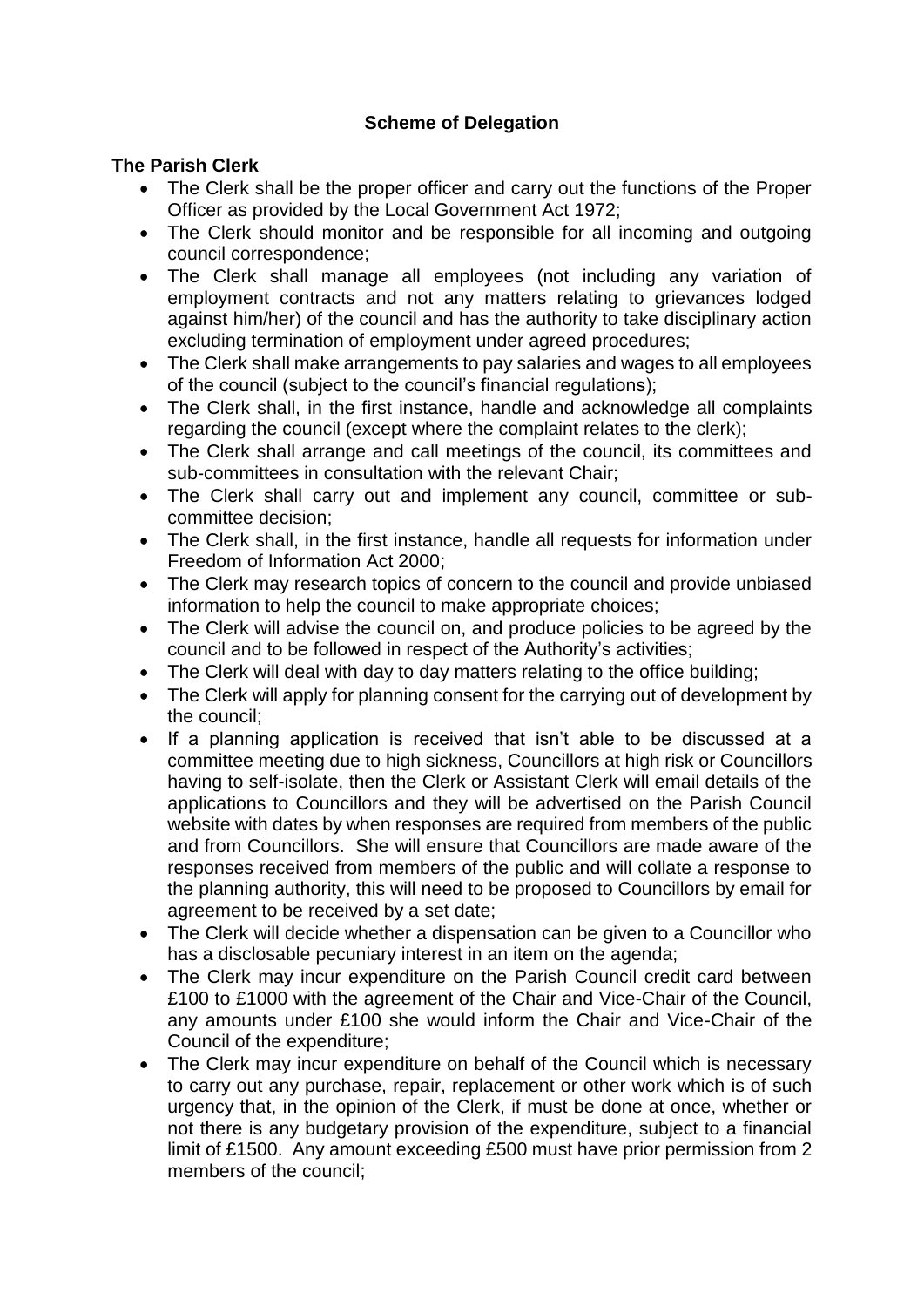# Scheme of Delegation

## The Parish Clerk

- The Clerk shall be the proper officer and carry out the functions of the Proper Officer as provided by the Local Government Act 1972;
- The Clerk should monitor and be responsible for all incoming and outgoing council correspondence;
- The Clerk shall manage all employees (not including any variation of employment contracts and not any matters relating to grievances lodged against him/her) of the council and has the authority to take disciplinary action excluding termination of employment under agreed procedures;
- The Clerk shall make arrangements to pay salaries and wages to all employees of the council (subject to the council's financial regulations);
- The Clerk shall, in the first instance, handle and acknowledge all complaints regarding the council (except where the complaint relates to the clerk);
- The Clerk shall arrange and call meetings of the council, its committees and sub-committees in consultation with the relevant Chair;
- The Clerk shall carry out and implement any council, committee or sub-committee decision;
- The Clerk shall, in the first instance, handle all requests for information under Freedom of Information Act 2000;
- The Clerk may research topics of concern to the council and provide unbiased information to help the council to make appropriate choices;
- The Clerk will advise the council on, and produce policies to be agreed by the council and to be followed in respect of the Authority's activities;
- The Clerk will deal with day to day matters relating to the office building;
- The Clerk will apply for planning consent for the carrying out of development by the council;
- If a planning application is received that isn't able to be discussed at a committee meeting due to high sickness, Councillors at high risk or Councillors having to self-isolate, then the Clerk or Assistant Clerk will email details of the applications to Councillors and they will be advertised on the Parish Council website with dates by when responses are required from members of the public and from Councillors. She will ensure that Councillors are made aware of the responses received from members of the public and will collate a response to the planning authority, this will need to be proposed to Councillors by email for agreement to be received by a set date;
- The Clerk will decide whether a dispensation can be given to a Councillor who has a disclosable pecuniary interest in an item on the agenda;
- The Clerk may incur expenditure on the Parish Council credit card between £100 to £1000 with the agreement of the Chair and Vice-Chair of the Council, any amounts under £100 she would inform the Chair and Vice-Chair of the Council of the expenditure;
- The Clerk may incur expenditure on behalf of the Council which is necessary to carry out any purchase, repair, replacement or other work which is of such urgency that, in the opinion of the Clerk, if must be done at once, whether or not there is any budgetary provision of the expenditure, subject to a financial limit of £1500. Any amount exceeding £500 must have prior permission from 2 members of the council;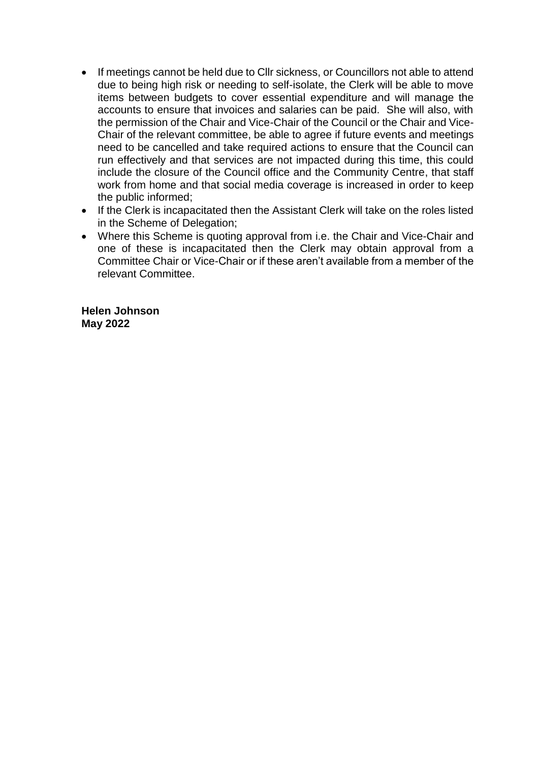- If meetings cannot be held due to Cllr sickness, or Councillors not able to attend due to being high risk or needing to self-isolate, the Clerk will be able to move items between budgets to cover essential expenditure and will manage the accounts to ensure that invoices and salaries can be paid. She will also, with the permission of the Chair and Vice-Chair of the Council or the Chair and Vice-Chair of the relevant committee, be able to agree if future events and meetings need to be cancelled and take required actions to ensure that the Council can run effectively and that services are not impacted during this time, this could include the closure of the Council office and the Community Centre, that staff work from home and that social media coverage is increased in order to keep the public informed;
- If the Clerk is incapacitated then the Assistant Clerk will take on the roles listed in the Scheme of Delegation;
- Where this Scheme is quoting approval from i.e. the Chair and Vice-Chair and one of these is incapacitated then the Clerk may obtain approval from a Committee Chair or Vice-Chair or if these aren't available from a member of the relevant Committee.

**Helen Johnson**
**May 2022**